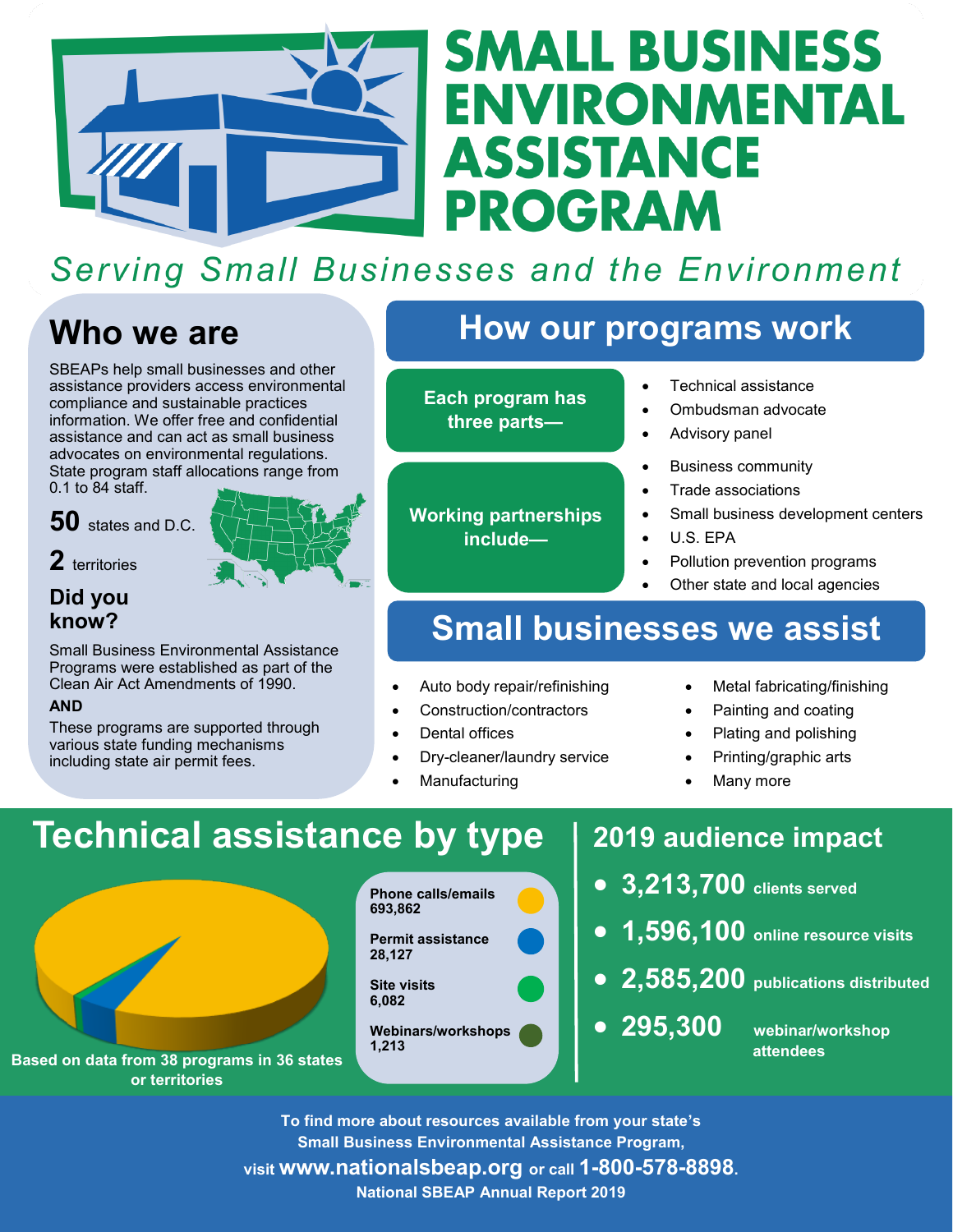# SMALL BUSINESS ENVIRONMENTAL ASSISTANCE PROGRAM

*Serving Small Businesses and the Environment*

## Who we are

SBEAPs help small businesses and other assistance providers access environmental compliance and sustainable practices information. We offer free and confidential assistance and can act as small business advocates on environmental regulations. State program staff allocations range from 0.1 to 84 staff.

**50** states and D.C.

**2** territories

### Did you know?

Small Business Environmental Assistance Programs were established as part of the Clean Air Act Amendments of 1990.

**AND**

These programs are supported through various state funding mechanisms including state air permit fees.

## How our programs work

**Each program has three parts—**

- Technical assistance
- Ombudsman advocate
- Advisory panel

**Working partnerships include—**

- Business community
- Trade associations
- Small business development centers
- U.S. EPA
- Pollution prevention programs
- Other state and local agencies

## Small businesses we assist

- Auto body repair/refinishing
- Construction/contractors
- Dental offices
- Dry-cleaner/laundry service
- Manufacturing
- Metal fabricating/finishing
- Painting and coating
- Plating and polishing
- Printing/graphic arts
- Many more

## Technical assistance by type

| Type | Count |
|---|---|
| Phone calls/emails | 693,862 |
| Permit assistance | 28,127 |
| Site visits | 6,082 |
| Webinars/workshops | 1,213 |

**Based on data from 38 programs in 36 states or territories**

## 2019 audience impact

- **3,213,700** clients served
- **1,596,100** online resource visits
- **2,585,200** publications distributed
- **295,300** webinar/workshop attendees

**To find more about resources available from your state's Small Business Environmental Assistance Program, visit www.nationalsbeap.org or call 1-800-578-8898.**

**National SBEAP Annual Report 2019**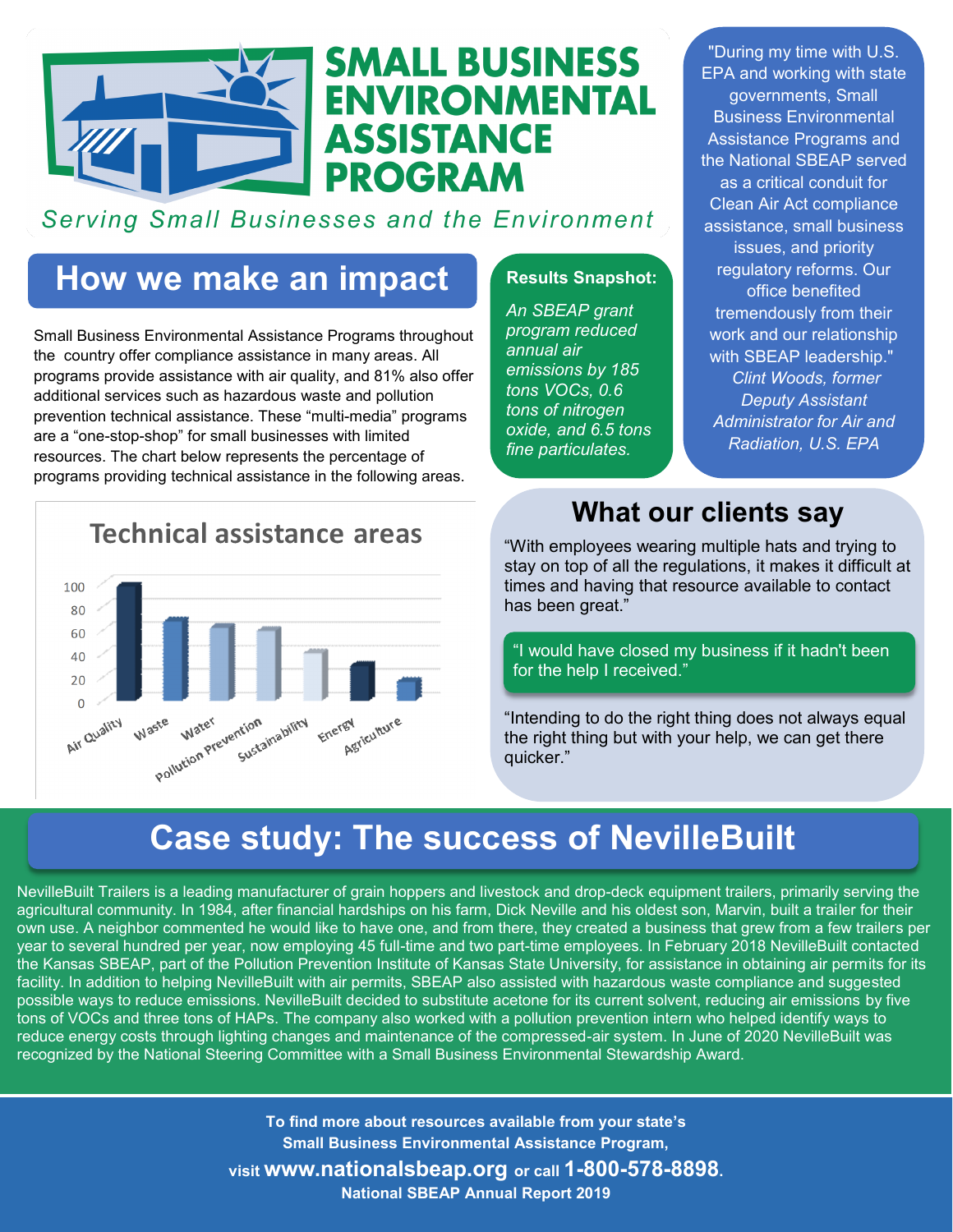# SMALL BUSINESS ENVIRONMENTAL ASSISTANCE PROGRAM

*Serving Small Businesses and the Environment*

## How we make an impact

Small Business Environmental Assistance Programs throughout the country offer compliance assistance in many areas. All programs provide assistance with air quality, and 81% also offer additional services such as hazardous waste and pollution prevention technical assistance. These "multi-media" programs are a "one-stop-shop" for small businesses with limited resources. The chart below represents the percentage of programs providing technical assistance in the following areas.

Technical assistance areas

100
80
60
40
20
0

Air Quality
Waste
Water
Pollution Prevention
Sustainability
Energy
Agriculture

**Results Snapshot:**

*An SBEAP grant program reduced annual air emissions by 185 tons VOCs, 0.6 tons of nitrogen oxide, and 6.5 tons fine particulates.*

"During my time with U.S. EPA and working with state governments, Small Business Environmental Assistance Programs and the National SBEAP served as a critical conduit for Clean Air Act compliance assistance, small business issues, and priority regulatory reforms. Our office benefited tremendously from their work and our relationship with SBEAP leadership."
*Clint Woods, former Deputy Assistant Administrator for Air and Radiation, U.S. EPA*

## What our clients say

"With employees wearing multiple hats and trying to stay on top of all the regulations, it makes it difficult at times and having that resource available to contact has been great."

"I would have closed my business if it hadn't been for the help I received."

"Intending to do the right thing does not always equal the right thing but with your help, we can get there quicker."

## Case study: The success of NevilleBuilt

NevilleBuilt Trailers is a leading manufacturer of grain hoppers and livestock and drop-deck equipment trailers, primarily serving the agricultural community. In 1984, after financial hardships on his farm, Dick Neville and his oldest son, Marvin, built a trailer for their own use. A neighbor commented he would like to have one, and from there, they created a business that grew from a few trailers per year to several hundred per year, now employing 45 full-time and two part-time employees. In February 2018 NevilleBuilt contacted the Kansas SBEAP, part of the Pollution Prevention Institute of Kansas State University, for assistance in obtaining air permits for its facility. In addition to helping NevilleBuilt with air permits, SBEAP also assisted with hazardous waste compliance and suggested possible ways to reduce emissions. NevilleBuilt decided to substitute acetone for its current solvent, reducing air emissions by five tons of VOCs and three tons of HAPs. The company also worked with a pollution prevention intern who helped identify ways to reduce energy costs through lighting changes and maintenance of the compressed-air system. In June of 2020 NevilleBuilt was recognized by the National Steering Committee with a Small Business Environmental Stewardship Award.

**To find more about resources available from your state's Small Business Environmental Assistance Program,**
**visit www.nationalsbeap.org or call 1-800-578-8898.**
**National SBEAP Annual Report 2019**